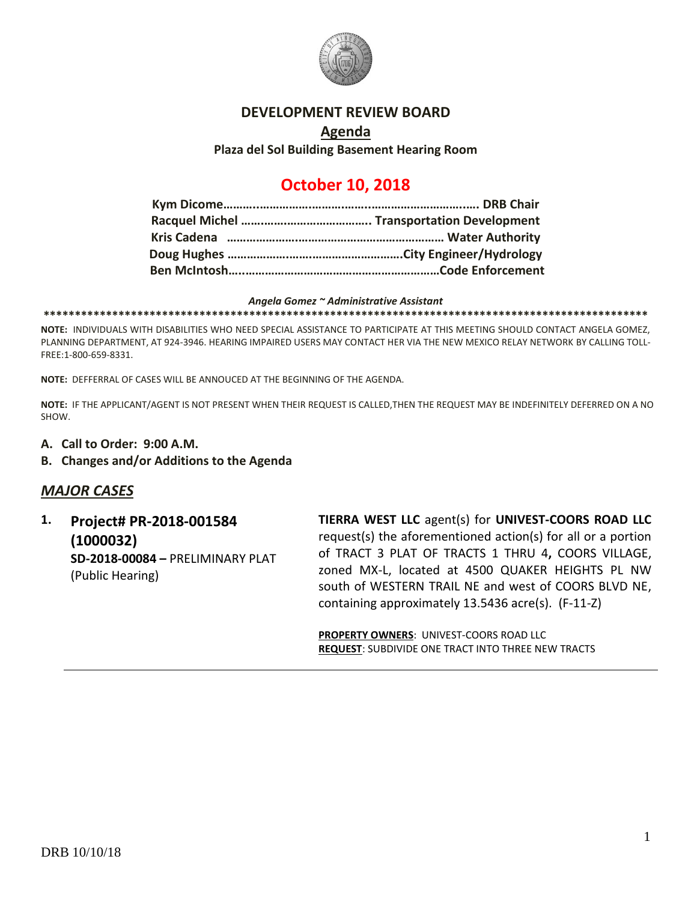# DEVELOPMENT REVIEW BOARD

## Agenda

**Plaza del Sol Building Basement Hearing Room**

## October 10, 2018

**Kym Dicome……………………………………………………………. DRB Chair**
**Racquel Michel ………………………………….. Transportation Development**
**Kris Cadena ………………………………………………………… Water Authority**
**Doug Hughes ……………………………………………….City Engineer/Hydrology**
**Ben McIntosh……………………………………………………Code Enforcement**

***Angela Gomez ~ Administrative Assistant***

**************************************************************************************************

**NOTE:** INDIVIDUALS WITH DISABILITIES WHO NEED SPECIAL ASSISTANCE TO PARTICIPATE AT THIS MEETING SHOULD CONTACT ANGELA GOMEZ, PLANNING DEPARTMENT, AT 924-3946. HEARING IMPAIRED USERS MAY CONTACT HER VIA THE NEW MEXICO RELAY NETWORK BY CALLING TOLL-FREE:1-800-659-8331.

**NOTE:** DEFFERRAL OF CASES WILL BE ANNOUCED AT THE BEGINNING OF THE AGENDA.

**NOTE:** IF THE APPLICANT/AGENT IS NOT PRESENT WHEN THEIR REQUEST IS CALLED,THEN THE REQUEST MAY BE INDEFINITELY DEFERRED ON A NO SHOW.

**A. Call to Order: 9:00 A.M.**

**B. Changes and/or Additions to the Agenda**

## *MAJOR CASES*

**1. Project# PR-2018-001584 (1000032)**
**SD-2018-00084 –** PRELIMINARY PLAT (Public Hearing)

**TIERRA WEST LLC** agent(s) for **UNIVEST-COORS ROAD LLC** request(s) the aforementioned action(s) for all or a portion of TRACT 3 PLAT OF TRACTS 1 THRU 4**,** COORS VILLAGE, zoned MX-L, located at 4500 QUAKER HEIGHTS PL NW south of WESTERN TRAIL NE and west of COORS BLVD NE, containing approximately 13.5436 acre(s). (F-11-Z)

**PROPERTY OWNERS**: UNIVEST-COORS ROAD LLC
**REQUEST**: SUBDIVIDE ONE TRACT INTO THREE NEW TRACTS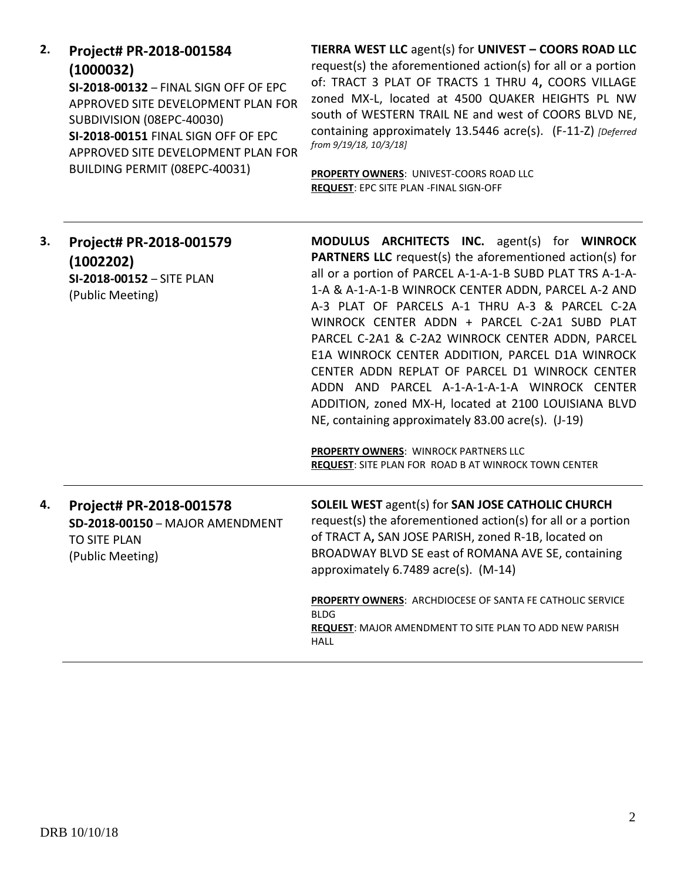2. **Project# PR-2018-001584 (1000032)**
**SI-2018-00132** – FINAL SIGN OFF OF EPC APPROVED SITE DEVELOPMENT PLAN FOR SUBDIVISION (08EPC-40030)
**SI-2018-00151** FINAL SIGN OFF OF EPC APPROVED SITE DEVELOPMENT PLAN FOR BUILDING PERMIT (08EPC-40031)

**TIERRA WEST LLC** agent(s) for **UNIVEST – COORS ROAD LLC** request(s) the aforementioned action(s) for all or a portion of: TRACT 3 PLAT OF TRACTS 1 THRU 4**,** COORS VILLAGE zoned MX-L, located at 4500 QUAKER HEIGHTS PL NW south of WESTERN TRAIL NE and west of COORS BLVD NE, containing approximately 13.5446 acre(s). (F-11-Z) *[Deferred from 9/19/18, 10/3/18]*

**PROPERTY OWNERS**: UNIVEST-COORS ROAD LLC
**REQUEST**: EPC SITE PLAN -FINAL SIGN-OFF

---

3. **Project# PR-2018-001579 (1002202)**
**SI-2018-00152** – SITE PLAN
(Public Meeting)

**MODULUS ARCHITECTS INC.** agent(s) for **WINROCK PARTNERS LLC** request(s) the aforementioned action(s) for all or a portion of PARCEL A-1-A-1-B SUBD PLAT TRS A-1-A-1-A & A-1-A-1-B WINROCK CENTER ADDN, PARCEL A-2 AND A-3 PLAT OF PARCELS A-1 THRU A-3 & PARCEL C-2A WINROCK CENTER ADDN + PARCEL C-2A1 SUBD PLAT PARCEL C-2A1 & C-2A2 WINROCK CENTER ADDN, PARCEL E1A WINROCK CENTER ADDITION, PARCEL D1A WINROCK CENTER ADDN REPLAT OF PARCEL D1 WINROCK CENTER ADDN AND PARCEL A-1-A-1-A-1-A WINROCK CENTER ADDITION, zoned MX-H, located at 2100 LOUISIANA BLVD NE, containing approximately 83.00 acre(s). (J-19)

**PROPERTY OWNERS**: WINROCK PARTNERS LLC
**REQUEST**: SITE PLAN FOR ROAD B AT WINROCK TOWN CENTER

---

4. **Project# PR-2018-001578**
**SD-2018-00150** – MAJOR AMENDMENT TO SITE PLAN
(Public Meeting)

**SOLEIL WEST** agent(s) for **SAN JOSE CATHOLIC CHURCH** request(s) the aforementioned action(s) for all or a portion of TRACT A**,** SAN JOSE PARISH, zoned R-1B, located on BROADWAY BLVD SE east of ROMANA AVE SE, containing approximately 6.7489 acre(s). (M-14)

**PROPERTY OWNERS**: ARCHDIOCESE OF SANTA FE CATHOLIC SERVICE BLDG
**REQUEST**: MAJOR AMENDMENT TO SITE PLAN TO ADD NEW PARISH HALL

---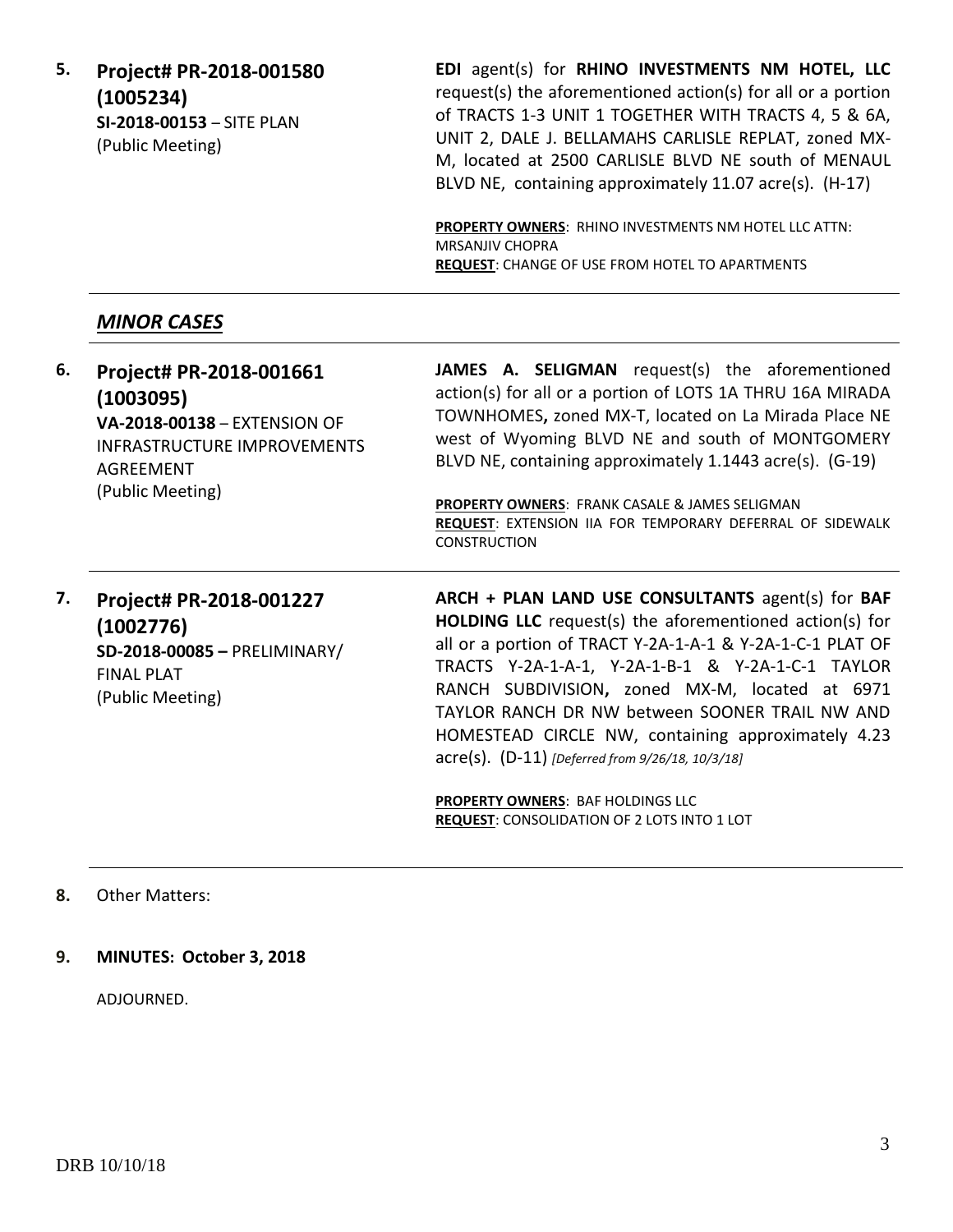5. **Project# PR-2018-001580 (1005234)**
**SI-2018-00153** – SITE PLAN
(Public Meeting)

**EDI** agent(s) for **RHINO INVESTMENTS NM HOTEL, LLC** request(s) the aforementioned action(s) for all or a portion of TRACTS 1-3 UNIT 1 TOGETHER WITH TRACTS 4, 5 & 6A, UNIT 2, DALE J. BELLAMAHS CARLISLE REPLAT, zoned MX-M, located at 2500 CARLISLE BLVD NE south of MENAUL BLVD NE, containing approximately 11.07 acre(s). (H-17)

**PROPERTY OWNERS**: RHINO INVESTMENTS NM HOTEL LLC ATTN: MRSANJIV CHOPRA
**REQUEST**: CHANGE OF USE FROM HOTEL TO APARTMENTS

---

## *MINOR CASES*

---

6. **Project# PR-2018-001661 (1003095)**
**VA-2018-00138** – EXTENSION OF INFRASTRUCTURE IMPROVEMENTS AGREEMENT
(Public Meeting)

**JAMES A. SELIGMAN** request(s) the aforementioned action(s) for all or a portion of LOTS 1A THRU 16A MIRADA TOWNHOMES**,** zoned MX-T, located on La Mirada Place NE west of Wyoming BLVD NE and south of MONTGOMERY BLVD NE, containing approximately 1.1443 acre(s). (G-19)

**PROPERTY OWNERS**: FRANK CASALE & JAMES SELIGMAN
**REQUEST**: EXTENSION IIA FOR TEMPORARY DEFERRAL OF SIDEWALK CONSTRUCTION

---

7. **Project# PR-2018-001227 (1002776)**
**SD-2018-00085 –** PRELIMINARY/ FINAL PLAT
(Public Meeting)

**ARCH + PLAN LAND USE CONSULTANTS** agent(s) for **BAF HOLDING LLC** request(s) the aforementioned action(s) for all or a portion of TRACT Y-2A-1-A-1 & Y-2A-1-C-1 PLAT OF TRACTS Y-2A-1-A-1, Y-2A-1-B-1 & Y-2A-1-C-1 TAYLOR RANCH SUBDIVISION**,** zoned MX-M, located at 6971 TAYLOR RANCH DR NW between SOONER TRAIL NW AND HOMESTEAD CIRCLE NW, containing approximately 4.23 acre(s). (D-11) *[Deferred from 9/26/18, 10/3/18]*

**PROPERTY OWNERS**: BAF HOLDINGS LLC
**REQUEST**: CONSOLIDATION OF 2 LOTS INTO 1 LOT

---

8. Other Matters:

9. **MINUTES: October 3, 2018**

ADJOURNED.